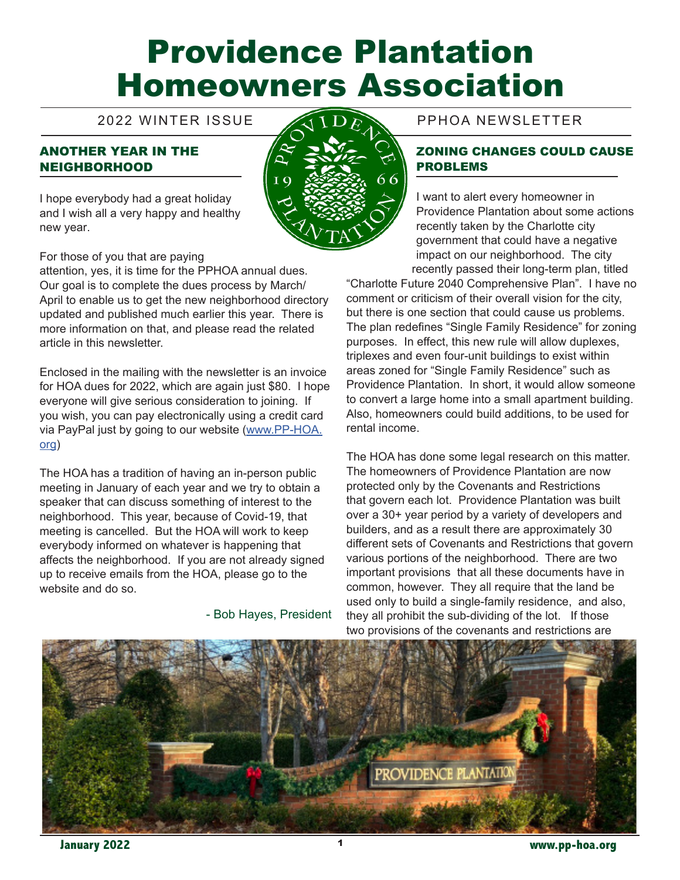# Providence Plantation Homeowners Association

2022 WINTER ISSUE

PPHOA NEWSLETTER

## ANOTHER YEAR IN THE NEIGHBORHOOD

I hope everybody had a great holiday and I wish all a very happy and healthy new year.

For those of you that are paying attention, yes, it is time for the PPHOA annual dues. Our goal is to complete the dues process by March/April to enable us to get the new neighborhood directory updated and published much earlier this year. There is more information on that, and please read the related article in this newsletter.

Enclosed in the mailing with the newsletter is an invoice for HOA dues for 2022, which are again just $80. I hope everyone will give serious consideration to joining. If you wish, you can pay electronically using a credit card via PayPal just by going to our website (www.PP-HOA.org)

The HOA has a tradition of having an in-person public meeting in January of each year and we try to obtain a speaker that can discuss something of interest to the neighborhood. This year, because of Covid-19, that meeting is cancelled. But the HOA will work to keep everybody informed on whatever is happening that affects the neighborhood. If you are not already signed up to receive emails from the HOA, please go to the website and do so.

- Bob Hayes, President

## ZONING CHANGES COULD CAUSE PROBLEMS

I want to alert every homeowner in Providence Plantation about some actions recently taken by the Charlotte city government that could have a negative impact on our neighborhood. The city recently passed their long-term plan, titled "Charlotte Future 2040 Comprehensive Plan". I have no comment or criticism of their overall vision for the city, but there is one section that could cause us problems. The plan redefines "Single Family Residence" for zoning purposes. In effect, this new rule will allow duplexes, triplexes and even four-unit buildings to exist within areas zoned for "Single Family Residence" such as Providence Plantation. In short, it would allow someone to convert a large home into a small apartment building. Also, homeowners could build additions, to be used for rental income.

The HOA has done some legal research on this matter. The homeowners of Providence Plantation are now protected only by the Covenants and Restrictions that govern each lot. Providence Plantation was built over a 30+ year period by a variety of developers and builders, and as a result there are approximately 30 different sets of Covenants and Restrictions that govern various portions of the neighborhood. There are two important provisions that all these documents have in common, however. They all require that the land be used only to build a single-family residence, and also, they all prohibit the sub-dividing of the lot. If those two provisions of the covenants and restrictions are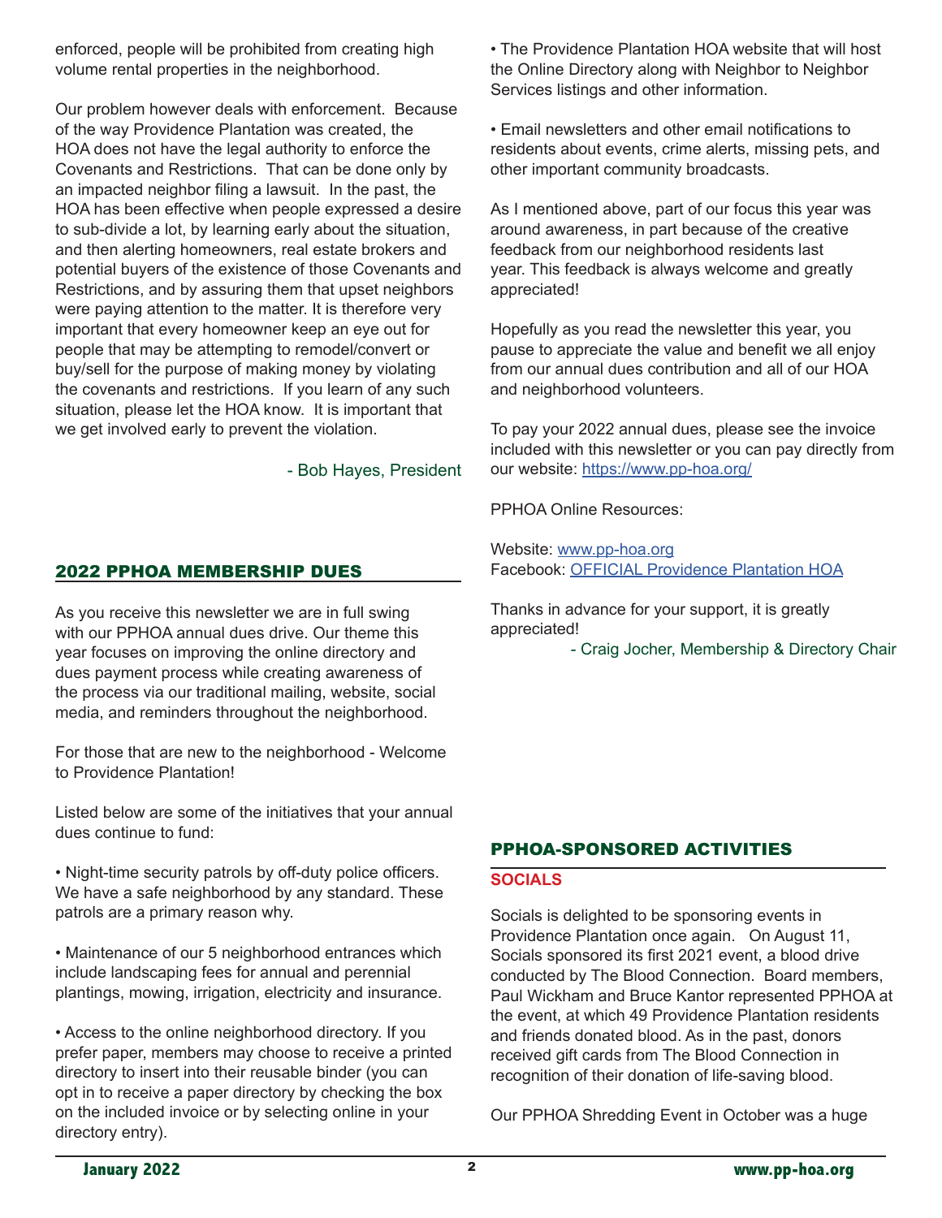enforced, people will be prohibited from creating high volume rental properties in the neighborhood.

Our problem however deals with enforcement. Because of the way Providence Plantation was created, the HOA does not have the legal authority to enforce the Covenants and Restrictions. That can be done only by an impacted neighbor filing a lawsuit. In the past, the HOA has been effective when people expressed a desire to sub-divide a lot, by learning early about the situation, and then alerting homeowners, real estate brokers and potential buyers of the existence of those Covenants and Restrictions, and by assuring them that upset neighbors were paying attention to the matter. It is therefore very important that every homeowner keep an eye out for people that may be attempting to remodel/convert or buy/sell for the purpose of making money by violating the covenants and restrictions. If you learn of any such situation, please let the HOA know. It is important that we get involved early to prevent the violation.

- Bob Hayes, President

## 2022 PPHOA MEMBERSHIP DUES

As you receive this newsletter we are in full swing with our PPHOA annual dues drive. Our theme this year focuses on improving the online directory and dues payment process while creating awareness of the process via our traditional mailing, website, social media, and reminders throughout the neighborhood.

For those that are new to the neighborhood - Welcome to Providence Plantation!

Listed below are some of the initiatives that your annual dues continue to fund:

• Night-time security patrols by off-duty police officers. We have a safe neighborhood by any standard. These patrols are a primary reason why.

• Maintenance of our 5 neighborhood entrances which include landscaping fees for annual and perennial plantings, mowing, irrigation, electricity and insurance.

• Access to the online neighborhood directory. If you prefer paper, members may choose to receive a printed directory to insert into their reusable binder (you can opt in to receive a paper directory by checking the box on the included invoice or by selecting online in your directory entry).

• The Providence Plantation HOA website that will host the Online Directory along with Neighbor to Neighbor Services listings and other information.

• Email newsletters and other email notifications to residents about events, crime alerts, missing pets, and other important community broadcasts.

As I mentioned above, part of our focus this year was around awareness, in part because of the creative feedback from our neighborhood residents last year. This feedback is always welcome and greatly appreciated!

Hopefully as you read the newsletter this year, you pause to appreciate the value and benefit we all enjoy from our annual dues contribution and all of our HOA and neighborhood volunteers.

To pay your 2022 annual dues, please see the invoice included with this newsletter or you can pay directly from our website: [https://www.pp-hoa.org/](https://www.pp-hoa.org/)

PPHOA Online Resources:

Website: [www.pp-hoa.org](http://www.pp-hoa.org)
Facebook: OFFICIAL Providence Plantation HOA

Thanks in advance for your support, it is greatly appreciated!

- Craig Jocher, Membership & Directory Chair

## PPHOA-SPONSORED ACTIVITIES

### SOCIALS

Socials is delighted to be sponsoring events in Providence Plantation once again. On August 11, Socials sponsored its first 2021 event, a blood drive conducted by The Blood Connection. Board members, Paul Wickham and Bruce Kantor represented PPHOA at the event, at which 49 Providence Plantation residents and friends donated blood. As in the past, donors received gift cards from The Blood Connection in recognition of their donation of life-saving blood.

Our PPHOA Shredding Event in October was a huge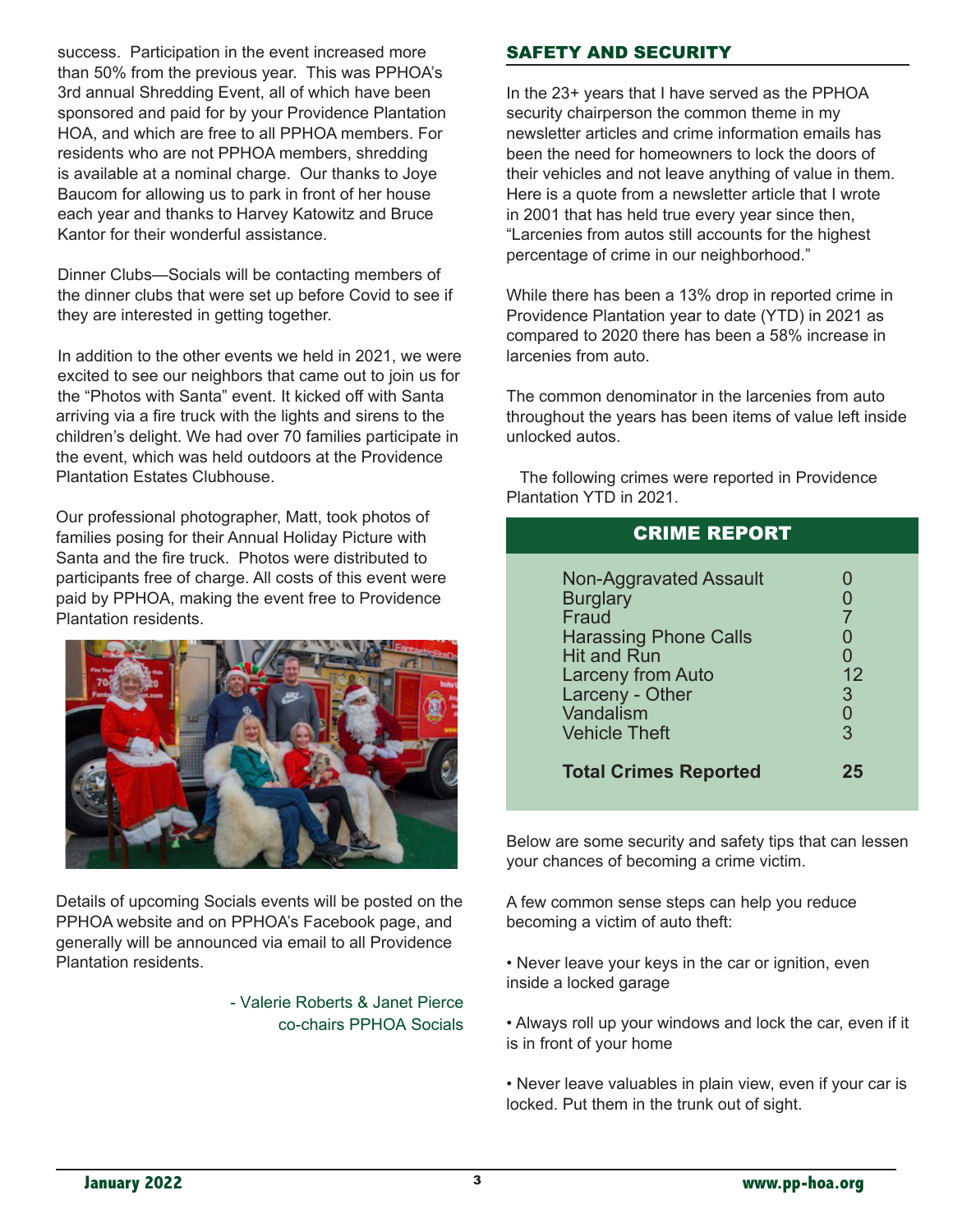success. Participation in the event increased more than 50% from the previous year. This was PPHOA's 3rd annual Shredding Event, all of which have been sponsored and paid for by your Providence Plantation HOA, and which are free to all PPHOA members. For residents who are not PPHOA members, shredding is available at a nominal charge. Our thanks to Joye Baucom for allowing us to park in front of her house each year and thanks to Harvey Katowitz and Bruce Kantor for their wonderful assistance.

Dinner Clubs—Socials will be contacting members of the dinner clubs that were set up before Covid to see if they are interested in getting together.

In addition to the other events we held in 2021, we were excited to see our neighbors that came out to join us for the "Photos with Santa" event. It kicked off with Santa arriving via a fire truck with the lights and sirens to the children's delight. We had over 70 families participate in the event, which was held outdoors at the Providence Plantation Estates Clubhouse.

Our professional photographer, Matt, took photos of families posing for their Annual Holiday Picture with Santa and the fire truck. Photos were distributed to participants free of charge. All costs of this event were paid by PPHOA, making the event free to Providence Plantation residents.

Details of upcoming Socials events will be posted on the PPHOA website and on PPHOA's Facebook page, and generally will be announced via email to all Providence Plantation residents.

- Valerie Roberts & Janet Pierce
co-chairs PPHOA Socials

## SAFETY AND SECURITY

In the 23+ years that I have served as the PPHOA security chairperson the common theme in my newsletter articles and crime information emails has been the need for homeowners to lock the doors of their vehicles and not leave anything of value in them. Here is a quote from a newsletter article that I wrote in 2001 that has held true every year since then, "Larcenies from autos still accounts for the highest percentage of crime in our neighborhood."

While there has been a 13% drop in reported crime in Providence Plantation year to date (YTD) in 2021 as compared to 2020 there has been a 58% increase in larcenies from auto.

The common denominator in the larcenies from auto throughout the years has been items of value left inside unlocked autos.

The following crimes were reported in Providence Plantation YTD in 2021.

| CRIME REPORT | |
|---|---|
| Non-Aggravated Assault | 0 |
| Burglary | 0 |
| Fraud | 7 |
| Harassing Phone Calls | 0 |
| Hit and Run | 0 |
| Larceny from Auto | 12 |
| Larceny - Other | 3 |
| Vandalism | 0 |
| Vehicle Theft | 3 |
| **Total Crimes Reported** | **25** |

Below are some security and safety tips that can lessen your chances of becoming a crime victim.

A few common sense steps can help you reduce becoming a victim of auto theft:

- Never leave your keys in the car or ignition, even inside a locked garage
- Always roll up your windows and lock the car, even if it is in front of your home
- Never leave valuables in plain view, even if your car is locked. Put them in the trunk out of sight.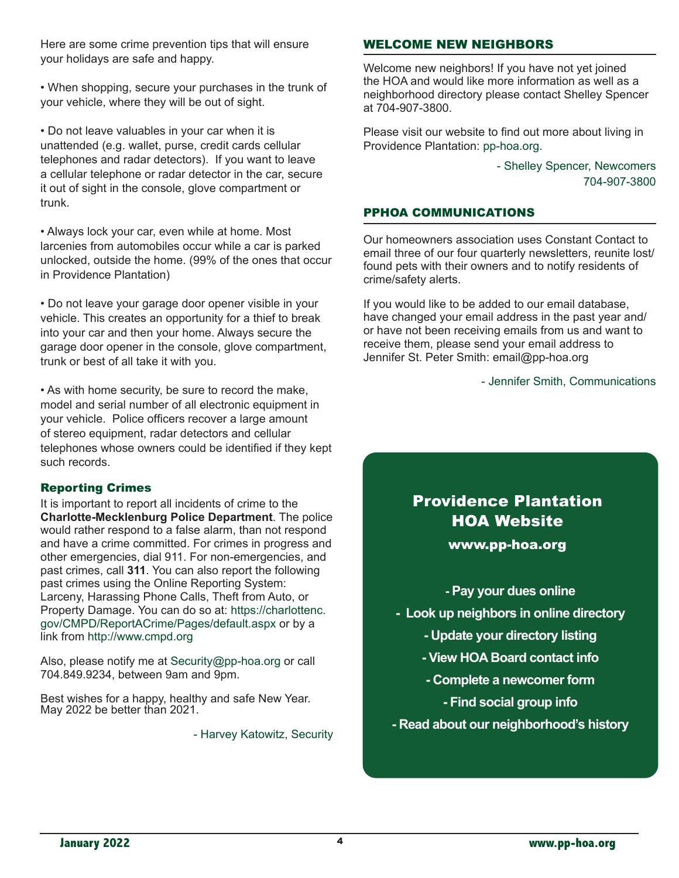Here are some crime prevention tips that will ensure your holidays are safe and happy.

- When shopping, secure your purchases in the trunk of your vehicle, where they will be out of sight.

- Do not leave valuables in your car when it is unattended (e.g. wallet, purse, credit cards cellular telephones and radar detectors). If you want to leave a cellular telephone or radar detector in the car, secure it out of sight in the console, glove compartment or trunk.

- Always lock your car, even while at home. Most larcenies from automobiles occur while a car is parked unlocked, outside the home. (99% of the ones that occur in Providence Plantation)

- Do not leave your garage door opener visible in your vehicle. This creates an opportunity for a thief to break into your car and then your home. Always secure the garage door opener in the console, glove compartment, trunk or best of all take it with you.

- As with home security, be sure to record the make, model and serial number of all electronic equipment in your vehicle. Police officers recover a large amount of stereo equipment, radar detectors and cellular telephones whose owners could be identified if they kept such records.

### Reporting Crimes

It is important to report all incidents of crime to the **Charlotte-Mecklenburg Police Department**. The police would rather respond to a false alarm, than not respond and have a crime committed. For crimes in progress and other emergencies, dial 911. For non-emergencies, and past crimes, call **311**. You can also report the following past crimes using the Online Reporting System: Larceny, Harassing Phone Calls, Theft from Auto, or Property Damage. You can do so at: https://charlottenc.gov/CMPD/ReportACrime/Pages/default.aspx or by a link from http://www.cmpd.org

Also, please notify me at Security@pp-hoa.org or call 704.849.9234, between 9am and 9pm.

Best wishes for a happy, healthy and safe New Year. May 2022 be better than 2021.

- Harvey Katowitz, Security

## WELCOME NEW NEIGHBORS

Welcome new neighbors! If you have not yet joined the HOA and would like more information as well as a neighborhood directory please contact Shelley Spencer at 704-907-3800.

Please visit our website to find out more about living in Providence Plantation: pp-hoa.org.

- Shelley Spencer, Newcomers
704-907-3800

## PPHOA COMMUNICATIONS

Our homeowners association uses Constant Contact to email three of our four quarterly newsletters, reunite lost/found pets with their owners and to notify residents of crime/safety alerts.

If you would like to be added to our email database, have changed your email address in the past year and/or have not been receiving emails from us and want to receive them, please send your email address to Jennifer St. Peter Smith: email@pp-hoa.org

- Jennifer Smith, Communications

## Providence Plantation HOA Website

**www.pp-hoa.org**

- **Pay your dues online**
- **Look up neighbors in online directory**
- **Update your directory listing**
- **View HOA Board contact info**
- **Complete a newcomer form**
- **Find social group info**
- **Read about our neighborhood's history**